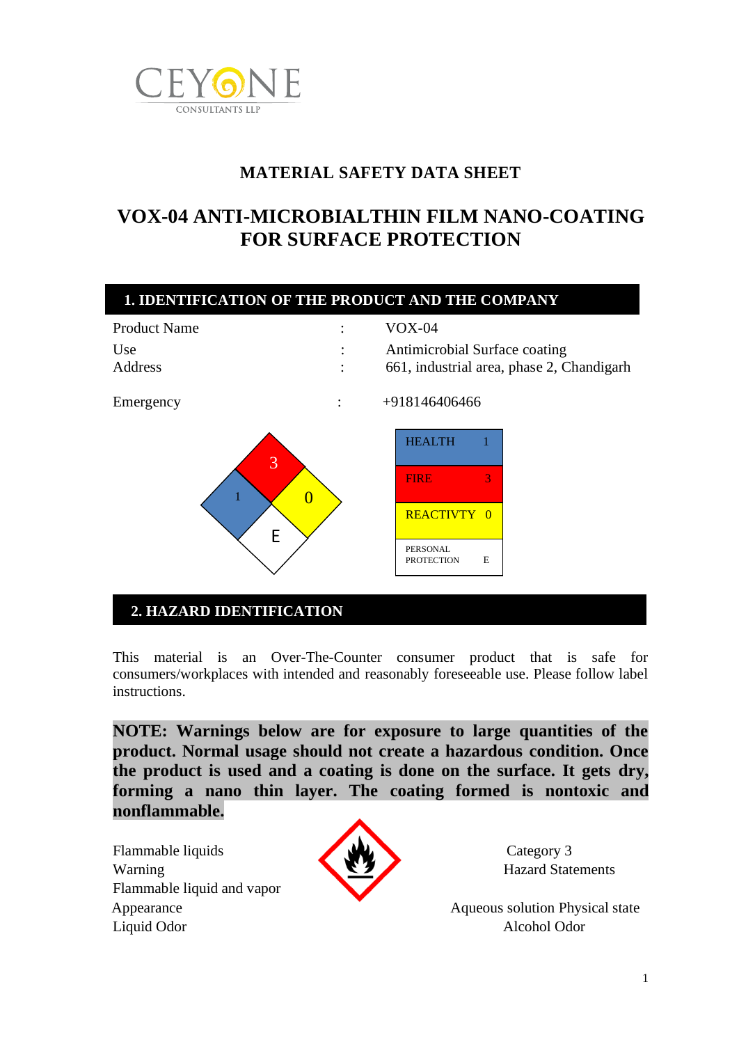CEYONE
CONSULTANTS LLP

# MATERIAL SAFETY DATA SHEET

# VOX-04 ANTI-MICROBIALTHIN FILM NANO-COATING FOR SURFACE PROTECTION

## 1. IDENTIFICATION OF THE PRODUCT AND THE COMPANY

| | | |
|---|---|---|
| Product Name | : | VOX-04 |
| Use | : | Antimicrobial Surface coating |
| Address | : | 661, industrial area, phase 2, Chandigarh |
| Emergency | : | +918146406466 |

| | |
|---|---|
| HEALTH | 1 |
| FIRE | 3 |
| REACTIVTY | 0 |
| PERSONAL PROTECTION | E |

## 2. HAZARD IDENTIFICATION

This material is an Over-The-Counter consumer product that is safe for consumers/workplaces with intended and reasonably foreseeable use. Please follow label instructions.

**NOTE: Warnings below are for exposure to large quantities of the product. Normal usage should not create a hazardous condition. Once the product is used and a coating is done on the surface. It gets dry, forming a nano thin layer. The coating formed is nontoxic and nonflammable.**

Flammable liquids — Category 3
Warning — Hazard Statements
Flammable liquid and vapor
Appearance — Aqueous solution Physical state
Liquid Odor — Alcohol Odor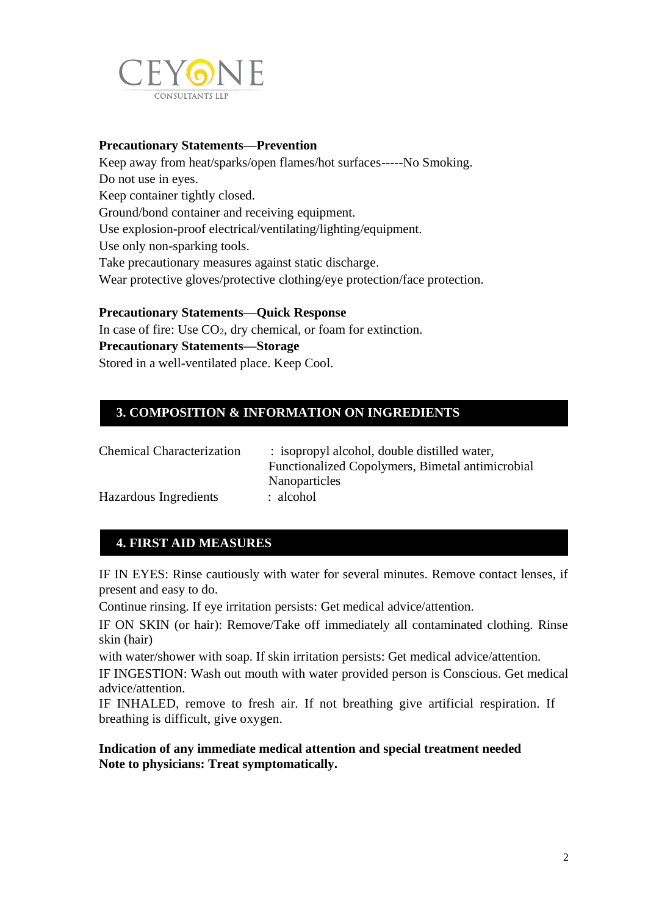**Precautionary Statements—Prevention**

Keep away from heat/sparks/open flames/hot surfaces-----No Smoking.
Do not use in eyes.
Keep container tightly closed.
Ground/bond container and receiving equipment.
Use explosion-proof electrical/ventilating/lighting/equipment.
Use only non-sparking tools.
Take precautionary measures against static discharge.
Wear protective gloves/protective clothing/eye protection/face protection.

**Precautionary Statements—Quick Response**

In case of fire: Use $CO_2$, dry chemical, or foam for extinction.

**Precautionary Statements—Storage**

Stored in a well-ventilated place. Keep Cool.

## 3. COMPOSITION & INFORMATION ON INGREDIENTS

Chemical Characterization : isopropyl alcohol, double distilled water, Functionalized Copolymers, Bimetal antimicrobial Nanoparticles

Hazardous Ingredients : alcohol

## 4. FIRST AID MEASURES

IF IN EYES: Rinse cautiously with water for several minutes. Remove contact lenses, if present and easy to do.

Continue rinsing. If eye irritation persists: Get medical advice/attention.

IF ON SKIN (or hair): Remove/Take off immediately all contaminated clothing. Rinse skin (hair)

with water/shower with soap. If skin irritation persists: Get medical advice/attention.

IF INGESTION: Wash out mouth with water provided person is Conscious. Get medical advice/attention.

IF INHALED, remove to fresh air. If not breathing give artificial respiration. If breathing is difficult, give oxygen.

**Indication of any immediate medical attention and special treatment needed**
**Note to physicians: Treat symptomatically.**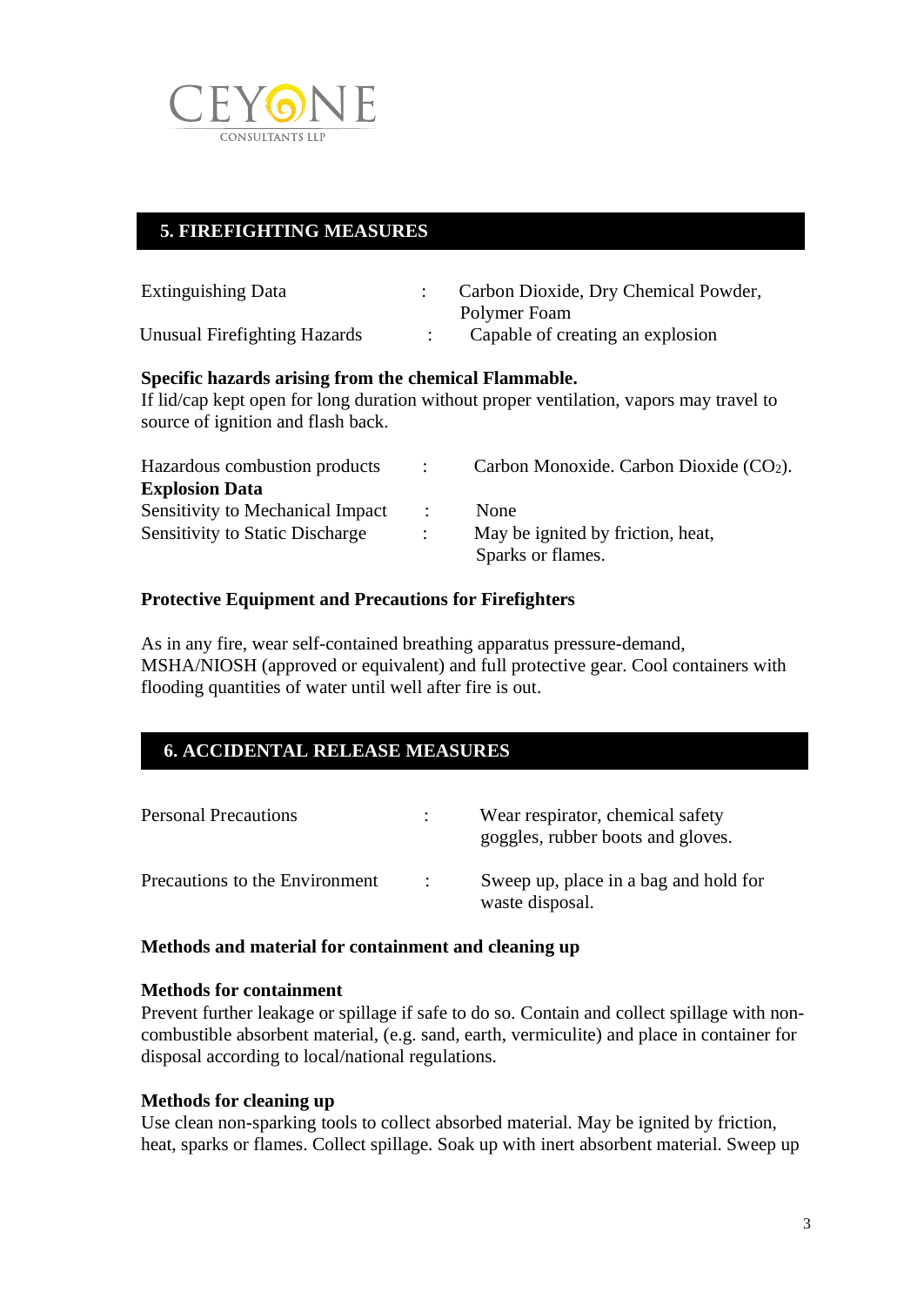## 5. FIREFIGHTING MEASURES

| | | |
|---|---|---|
| Extinguishing Data | : | Carbon Dioxide, Dry Chemical Powder, Polymer Foam |
| Unusual Firefighting Hazards | : | Capable of creating an explosion |

**Specific hazards arising from the chemical Flammable.**
If lid/cap kept open for long duration without proper ventilation, vapors may travel to source of ignition and flash back.

| | | |
|---|---|---|
| Hazardous combustion products | : | Carbon Monoxide. Carbon Dioxide ($CO_2$). |
| **Explosion Data** | | |
| Sensitivity to Mechanical Impact | : | None |
| Sensitivity to Static Discharge | : | May be ignited by friction, heat, Sparks or flames. |

**Protective Equipment and Precautions for Firefighters**

As in any fire, wear self-contained breathing apparatus pressure-demand, MSHA/NIOSH (approved or equivalent) and full protective gear. Cool containers with flooding quantities of water until well after fire is out.

## 6. ACCIDENTAL RELEASE MEASURES

| | | |
|---|---|---|
| Personal Precautions | : | Wear respirator, chemical safety goggles, rubber boots and gloves. |
| Precautions to the Environment | : | Sweep up, place in a bag and hold for waste disposal. |

**Methods and material for containment and cleaning up**

**Methods for containment**
Prevent further leakage or spillage if safe to do so. Contain and collect spillage with non-combustible absorbent material, (e.g. sand, earth, vermiculite) and place in container for disposal according to local/national regulations.

**Methods for cleaning up**
Use clean non-sparking tools to collect absorbed material. May be ignited by friction, heat, sparks or flames. Collect spillage. Soak up with inert absorbent material. Sweep up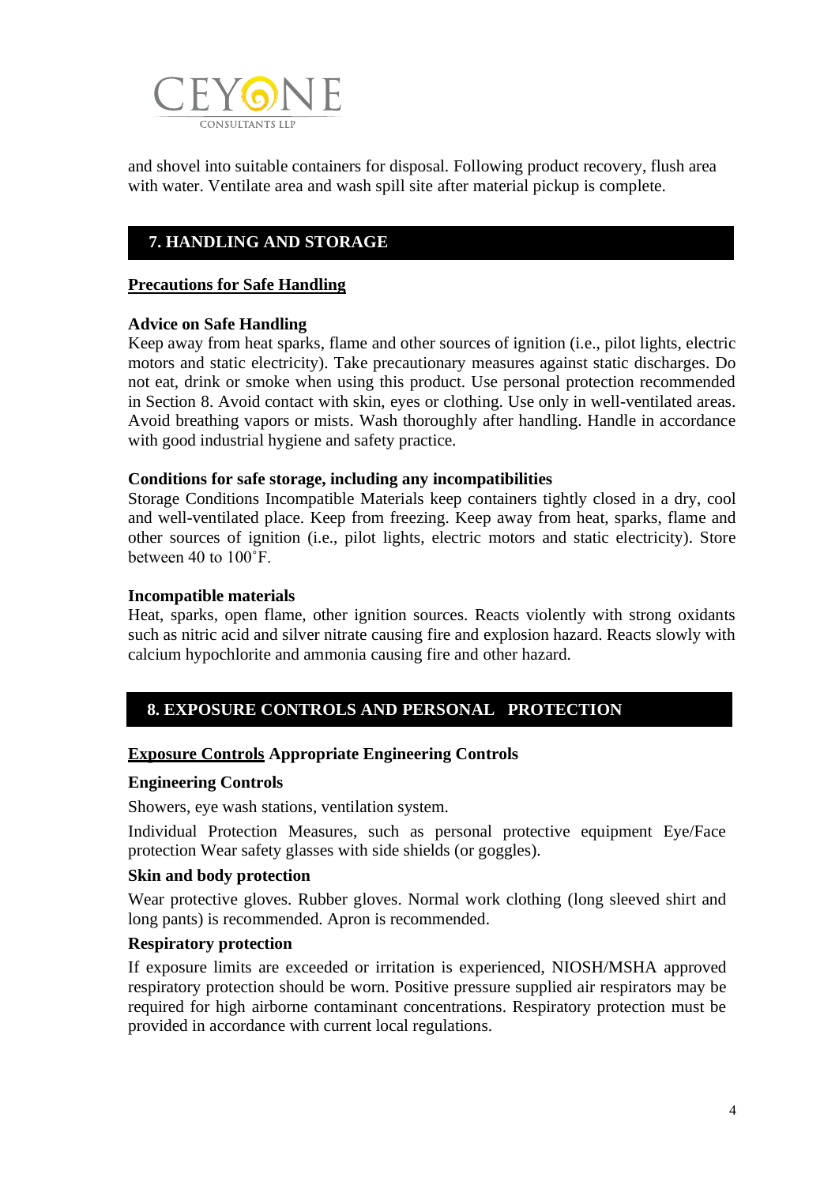and shovel into suitable containers for disposal. Following product recovery, flush area with water. Ventilate area and wash spill site after material pickup is complete.

## 7. HANDLING AND STORAGE

**Precautions for Safe Handling**

**Advice on Safe Handling**

Keep away from heat sparks, flame and other sources of ignition (i.e., pilot lights, electric motors and static electricity). Take precautionary measures against static discharges. Do not eat, drink or smoke when using this product. Use personal protection recommended in Section 8. Avoid contact with skin, eyes or clothing. Use only in well-ventilated areas. Avoid breathing vapors or mists. Wash thoroughly after handling. Handle in accordance with good industrial hygiene and safety practice.

**Conditions for safe storage, including any incompatibilities**

Storage Conditions Incompatible Materials keep containers tightly closed in a dry, cool and well-ventilated place. Keep from freezing. Keep away from heat, sparks, flame and other sources of ignition (i.e., pilot lights, electric motors and static electricity). Store between 40 to 100˚F.

**Incompatible materials**

Heat, sparks, open flame, other ignition sources. Reacts violently with strong oxidants such as nitric acid and silver nitrate causing fire and explosion hazard. Reacts slowly with calcium hypochlorite and ammonia causing fire and other hazard.

## 8. EXPOSURE CONTROLS AND PERSONAL PROTECTION

**Exposure Controls** **Appropriate Engineering Controls**

**Engineering Controls**

Showers, eye wash stations, ventilation system.

Individual Protection Measures, such as personal protective equipment Eye/Face protection Wear safety glasses with side shields (or goggles).

**Skin and body protection**

Wear protective gloves. Rubber gloves. Normal work clothing (long sleeved shirt and long pants) is recommended. Apron is recommended.

**Respiratory protection**

If exposure limits are exceeded or irritation is experienced, NIOSH/MSHA approved respiratory protection should be worn. Positive pressure supplied air respirators may be required for high airborne contaminant concentrations. Respiratory protection must be provided in accordance with current local regulations.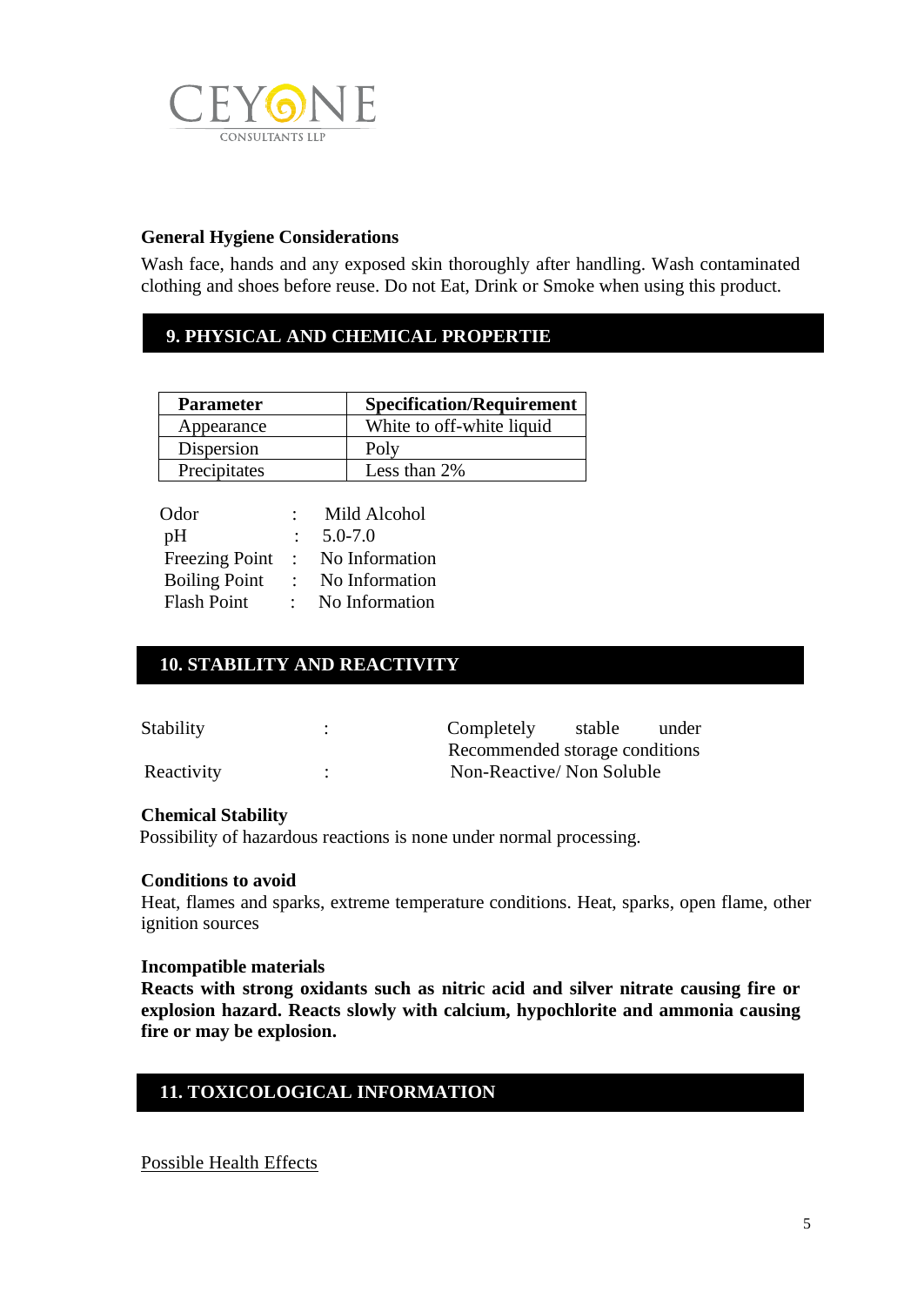**General Hygiene Considerations**

Wash face, hands and any exposed skin thoroughly after handling. Wash contaminated clothing and shoes before reuse. Do not Eat, Drink or Smoke when using this product.

## 9. PHYSICAL AND CHEMICAL PROPERTIE

| Parameter | Specification/Requirement |
|---|---|
| Appearance | White to off-white liquid |
| Dispersion | Poly |
| Precipitates | Less than 2% |

Odor : Mild Alcohol
pH : 5.0-7.0
Freezing Point : No Information
Boiling Point : No Information
Flash Point : No Information

## 10. STABILITY AND REACTIVITY

Stability : Completely stable under Recommended storage conditions
Reactivity : Non-Reactive/ Non Soluble

**Chemical Stability**

Possibility of hazardous reactions is none under normal processing.

**Conditions to avoid**

Heat, flames and sparks, extreme temperature conditions. Heat, sparks, open flame, other ignition sources

**Incompatible materials**

**Reacts with strong oxidants such as nitric acid and silver nitrate causing fire or explosion hazard. Reacts slowly with calcium, hypochlorite and ammonia causing fire or may be explosion.**

## 11. TOXICOLOGICAL INFORMATION

Possible Health Effects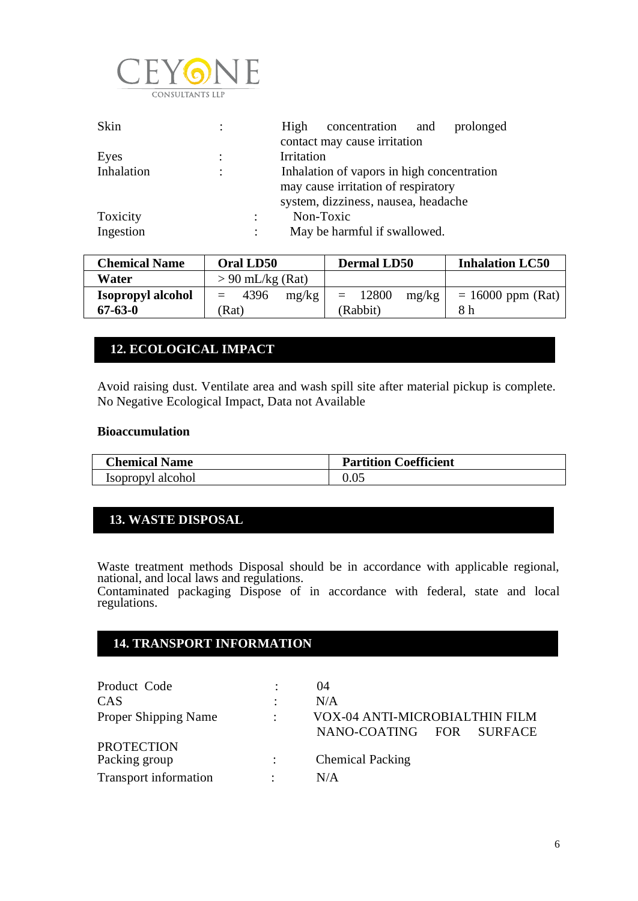| | | |
|---|---|---|
| Skin | : | High concentration and prolonged contact may cause irritation |
| Eyes | : | Irritation |
| Inhalation | : | Inhalation of vapors in high concentration may cause irritation of respiratory system, dizziness, nausea, headache |
| Toxicity | : | Non-Toxic |
| Ingestion | : | May be harmful if swallowed. |

| Chemical Name | Oral LD50 | Dermal LD50 | Inhalation LC50 |
|---|---|---|---|
| **Water** | > 90 mL/kg (Rat) | | |
| **Isopropyl alcohol 67-63-0** | = 4396 mg/kg (Rat) | = 12800 mg/kg (Rabbit) | = 16000 ppm (Rat) 8 h |

## 12. ECOLOGICAL IMPACT

Avoid raising dust. Ventilate area and wash spill site after material pickup is complete. No Negative Ecological Impact, Data not Available

**Bioaccumulation**

| Chemical Name | Partition Coefficient |
|---|---|
| Isopropyl alcohol | 0.05 |

## 13. WASTE DISPOSAL

Waste treatment methods Disposal should be in accordance with applicable regional, national, and local laws and regulations.
Contaminated packaging Dispose of in accordance with federal, state and local regulations.

## 14. TRANSPORT INFORMATION

| | | |
|---|---|---|
| Product Code | : | 04 |
| CAS | : | N/A |
| Proper Shipping Name | : | VOX-04 ANTI-MICROBIALTHIN FILM NANO-COATING FOR SURFACE PROTECTION |
| Packing group | : | Chemical Packing |
| Transport information | : | N/A |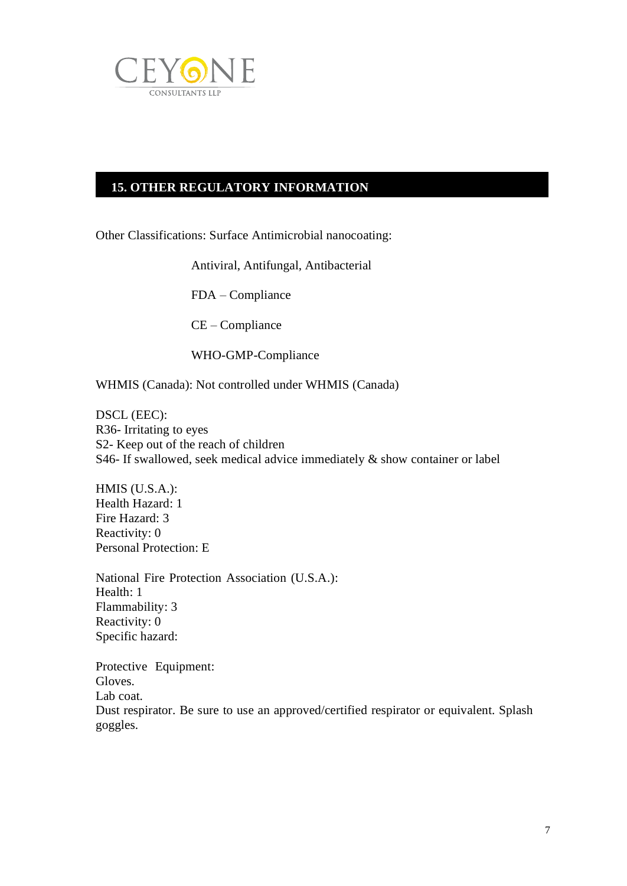## 15. OTHER REGULATORY INFORMATION

Other Classifications: Surface Antimicrobial nanocoating:

Antiviral, Antifungal, Antibacterial

FDA – Compliance

CE – Compliance

WHO-GMP-Compliance

WHMIS (Canada): Not controlled under WHMIS (Canada)

DSCL (EEC):
R36- Irritating to eyes
S2- Keep out of the reach of children
S46- If swallowed, seek medical advice immediately & show container or label

HMIS (U.S.A.):
Health Hazard: 1
Fire Hazard: 3
Reactivity: 0
Personal Protection: E

National Fire Protection Association (U.S.A.):
Health: 1
Flammability: 3
Reactivity: 0
Specific hazard:

Protective Equipment:
Gloves.
Lab coat.
Dust respirator. Be sure to use an approved/certified respirator or equivalent. Splash goggles.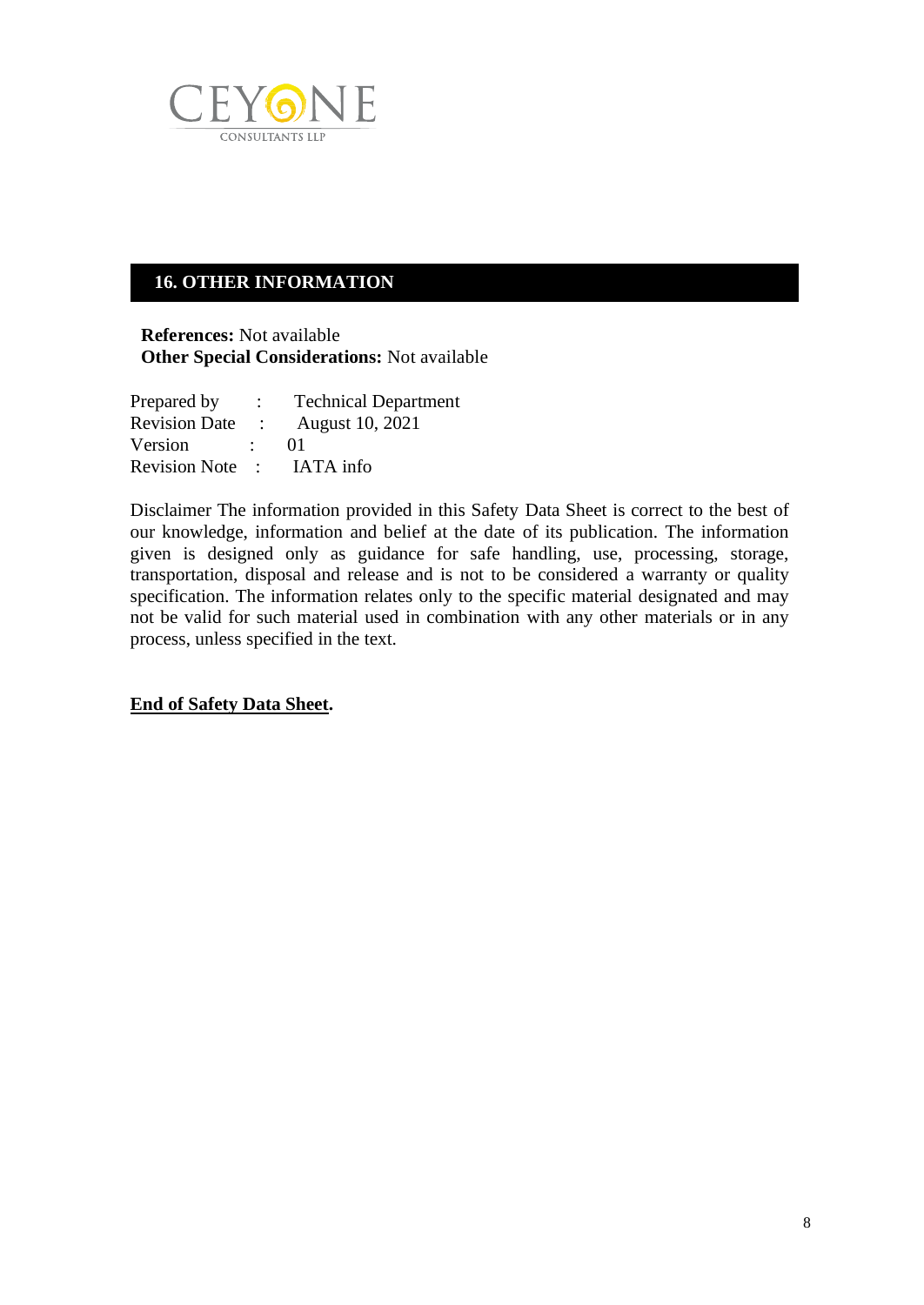CEYONE
CONSULTANTS LLP

## 16. OTHER INFORMATION

**References:** Not available
**Other Special Considerations:** Not available

| | | |
|---|---|---|
| Prepared by | : | Technical Department |
| Revision Date | : | August 10, 2021 |
| Version | : | 01 |
| Revision Note | : | IATA info |

Disclaimer The information provided in this Safety Data Sheet is correct to the best of our knowledge, information and belief at the date of its publication. The information given is designed only as guidance for safe handling, use, processing, storage, transportation, disposal and release and is not to be considered a warranty or quality specification. The information relates only to the specific material designated and may not be valid for such material used in combination with any other materials or in any process, unless specified in the text.

**End of Safety Data Sheet.**